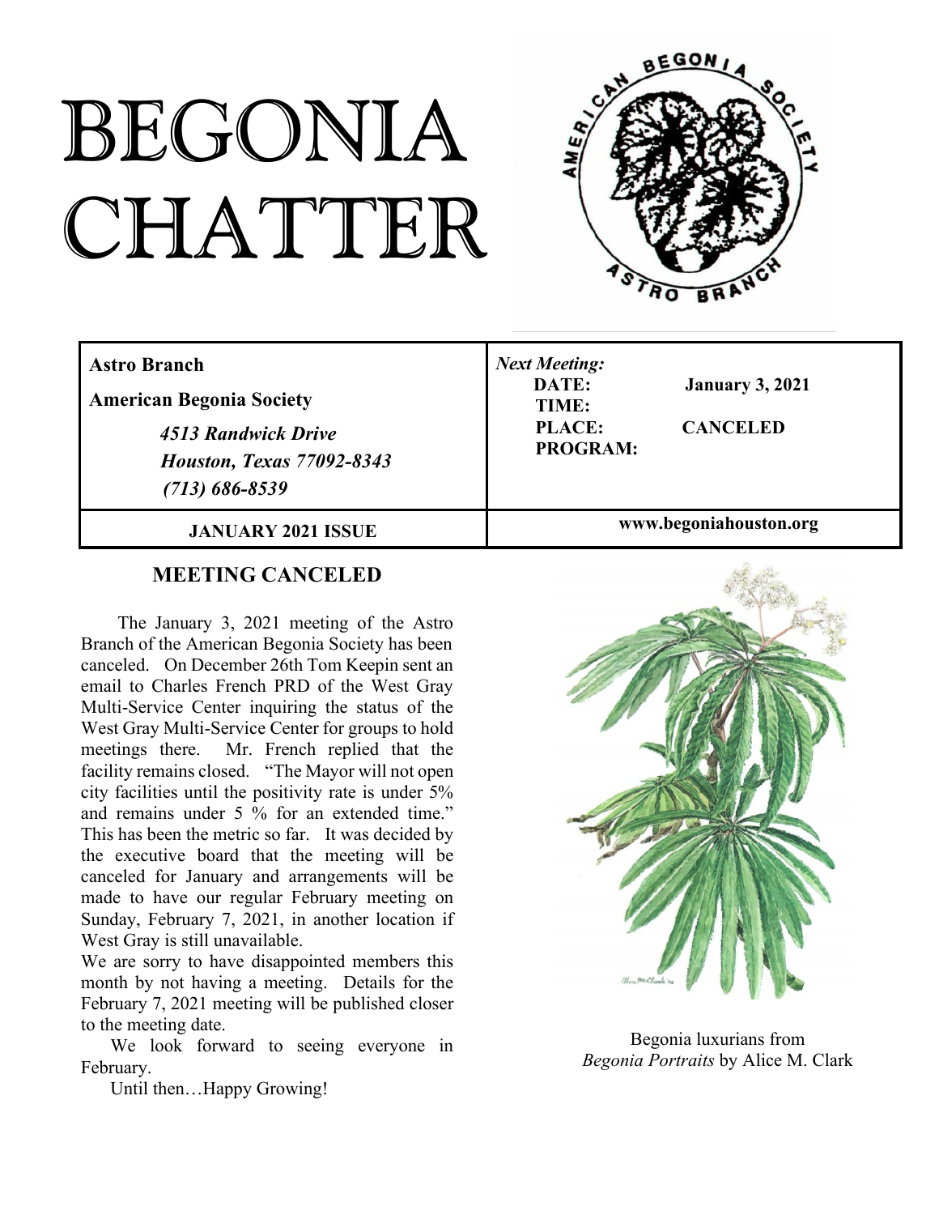# BEGONIA CHATTER

| Astro Branch<br>American Begonia Society<br>*4513 Randwick Drive*<br>*Houston, Texas 77092-8343*<br>*(713) 686-8539* | *Next Meeting:*<br>DATE: January 3, 2021<br>TIME:<br>PLACE: CANCELED<br>PROGRAM: |
|---|---|
| **JANUARY 2021 ISSUE** | **www.begoniahouston.org** |

## MEETING CANCELED

The January 3, 2021 meeting of the Astro Branch of the American Begonia Society has been canceled. On December 26th Tom Keepin sent an email to Charles French PRD of the West Gray Multi-Service Center inquiring the status of the West Gray Multi-Service Center for groups to hold meetings there. Mr. French replied that the facility remains closed. "The Mayor will not open city facilities until the positivity rate is under 5% and remains under 5 % for an extended time." This has been the metric so far. It was decided by the executive board that the meeting will be canceled for January and arrangements will be made to have our regular February meeting on Sunday, February 7, 2021, in another location if West Gray is still unavailable.

We are sorry to have disappointed members this month by not having a meeting. Details for the February 7, 2021 meeting will be published closer to the meeting date.

We look forward to seeing everyone in February.

Until then…Happy Growing!

Begonia luxurians from *Begonia Portraits* by Alice M. Clark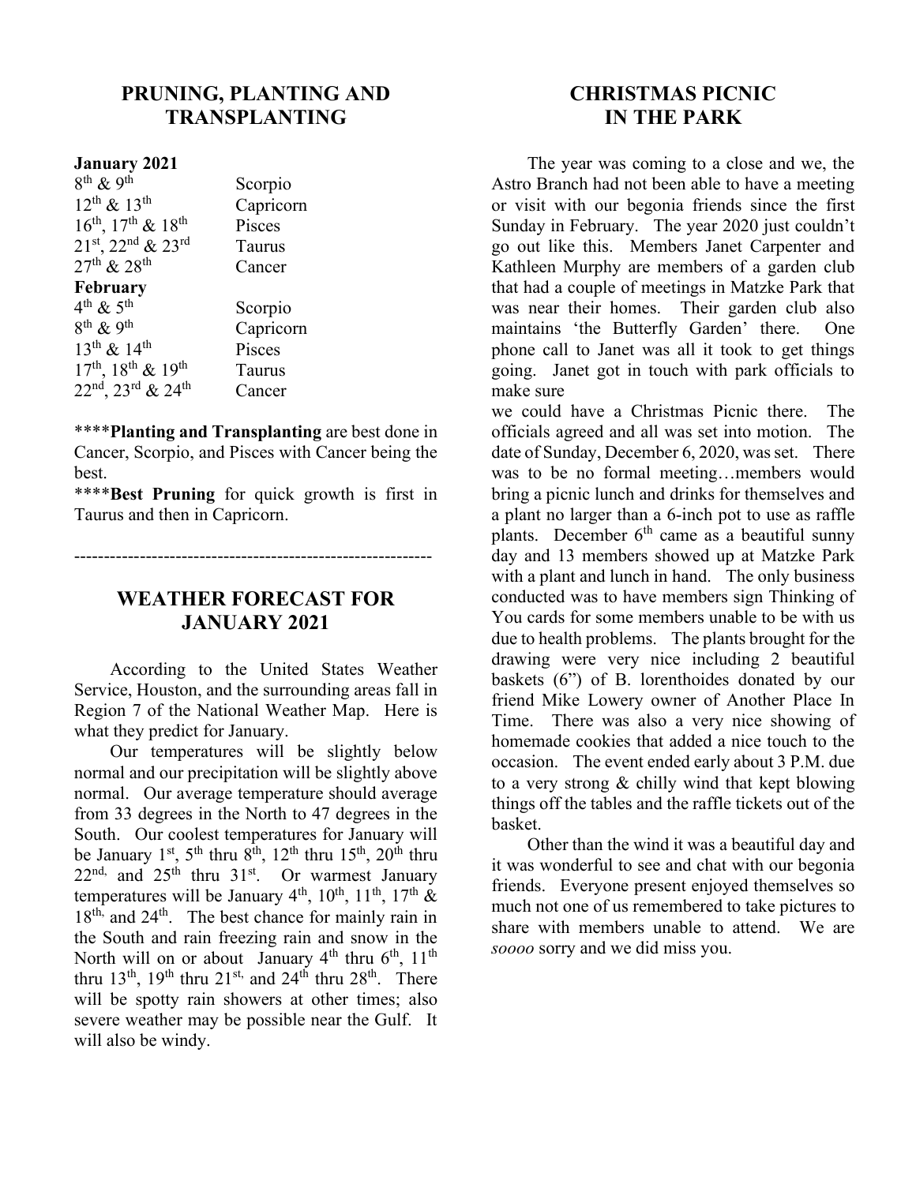## PRUNING, PLANTING AND TRANSPLANTING

| **January 2021** | |
|---|---|
| 8th & 9th | Scorpio |
| 12th & 13th | Capricorn |
| 16th, 17th & 18th | Pisces |
| 21st, 22nd & 23rd | Taurus |
| 27th & 28th | Cancer |
| **February** | |
| 4th & 5th | Scorpio |
| 8th & 9th | Capricorn |
| 13th & 14th | Pisces |
| 17th, 18th & 19th | Taurus |
| 22nd, 23rd & 24th | Cancer |

****Planting and Transplanting** are best done in Cancer, Scorpio, and Pisces with Cancer being the best.

****Best Pruning** for quick growth is first in Taurus and then in Capricorn.

---

## WEATHER FORECAST FOR JANUARY 2021

According to the United States Weather Service, Houston, and the surrounding areas fall in Region 7 of the National Weather Map. Here is what they predict for January.

Our temperatures will be slightly below normal and our precipitation will be slightly above normal. Our average temperature should average from 33 degrees in the North to 47 degrees in the South. Our coolest temperatures for January will be January 1st, 5th thru 8th, 12th thru 15th, 20th thru 22nd, and 25th thru 31st. Or warmest January temperatures will be January 4th, 10th, 11th, 17th & 18th, and 24th. The best chance for mainly rain in the South and rain freezing rain and snow in the North will on or about January 4th thru 6th, 11th thru 13th, 19th thru 21st, and 24th thru 28th. There will be spotty rain showers at other times; also severe weather may be possible near the Gulf. It will also be windy.

## CHRISTMAS PICNIC IN THE PARK

The year was coming to a close and we, the Astro Branch had not been able to have a meeting or visit with our begonia friends since the first Sunday in February. The year 2020 just couldn't go out like this. Members Janet Carpenter and Kathleen Murphy are members of a garden club that had a couple of meetings in Matzke Park that was near their homes. Their garden club also maintains 'the Butterfly Garden' there. One phone call to Janet was all it took to get things going. Janet got in touch with park officials to make sure we could have a Christmas Picnic there. The officials agreed and all was set into motion. The date of Sunday, December 6, 2020, was set. There was to be no formal meeting…members would bring a picnic lunch and drinks for themselves and a plant no larger than a 6-inch pot to use as raffle plants. December 6th came as a beautiful sunny day and 13 members showed up at Matzke Park with a plant and lunch in hand. The only business conducted was to have members sign Thinking of You cards for some members unable to be with us due to health problems. The plants brought for the drawing were very nice including 2 beautiful baskets (6") of B. lorenthoides donated by our friend Mike Lowery owner of Another Place In Time. There was also a very nice showing of homemade cookies that added a nice touch to the occasion. The event ended early about 3 P.M. due to a very strong & chilly wind that kept blowing things off the tables and the raffle tickets out of the basket.

Other than the wind it was a beautiful day and it was wonderful to see and chat with our begonia friends. Everyone present enjoyed themselves so much not one of us remembered to take pictures to share with members unable to attend. We are *soooo* sorry and we did miss you.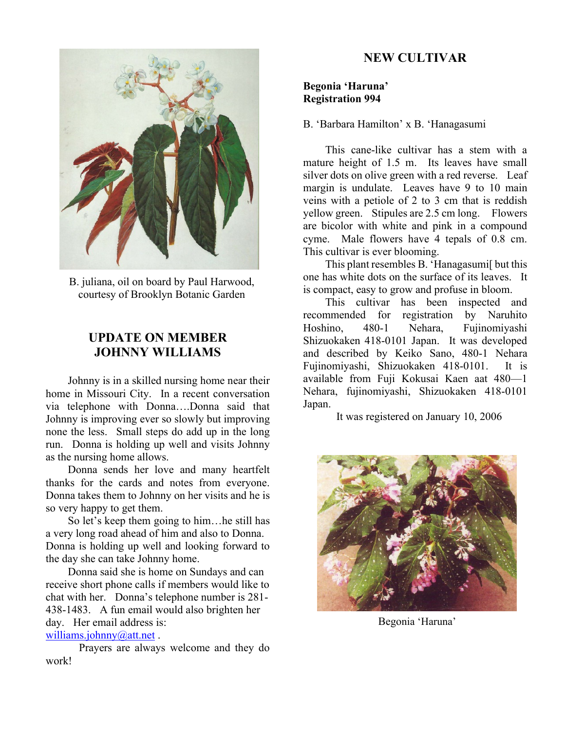B. juliana, oil on board by Paul Harwood, courtesy of Brooklyn Botanic Garden

## UPDATE ON MEMBER JOHNNY WILLIAMS

Johnny is in a skilled nursing home near their home in Missouri City. In a recent conversation via telephone with Donna….Donna said that Johnny is improving ever so slowly but improving none the less. Small steps do add up in the long run. Donna is holding up well and visits Johnny as the nursing home allows.

Donna sends her love and many heartfelt thanks for the cards and notes from everyone. Donna takes them to Johnny on her visits and he is so very happy to get them.

So let's keep them going to him…he still has a very long road ahead of him and also to Donna. Donna is holding up well and looking forward to the day she can take Johnny home.

Donna said she is home on Sundays and can receive short phone calls if members would like to chat with her. Donna's telephone number is 281-438-1483. A fun email would also brighten her day. Her email address is: williams.johnny@att.net .

Prayers are always welcome and they do work!

## NEW CULTIVAR

**Begonia 'Haruna'**
**Registration 994**

B. 'Barbara Hamilton' x B. 'Hanagasumi

This cane-like cultivar has a stem with a mature height of 1.5 m. Its leaves have small silver dots on olive green with a red reverse. Leaf margin is undulate. Leaves have 9 to 10 main veins with a petiole of 2 to 3 cm that is reddish yellow green. Stipules are 2.5 cm long. Flowers are bicolor with white and pink in a compound cyme. Male flowers have 4 tepals of 0.8 cm. This cultivar is ever blooming.

This plant resembles B. 'Hanagasumi[ but this one has white dots on the surface of its leaves. It is compact, easy to grow and profuse in bloom.

This cultivar has been inspected and recommended for registration by Naruhito Hoshino, 480-1 Nehara, Fujinomiyashi Shizuokaken 418-0101 Japan. It was developed and described by Keiko Sano, 480-1 Nehara Fujinomiyashi, Shizuokaken 418-0101. It is available from Fuji Kokusai Kaen aat 480—1 Nehara, fujinomiyashi, Shizuokaken 418-0101 Japan.

It was registered on January 10, 2006

Begonia 'Haruna'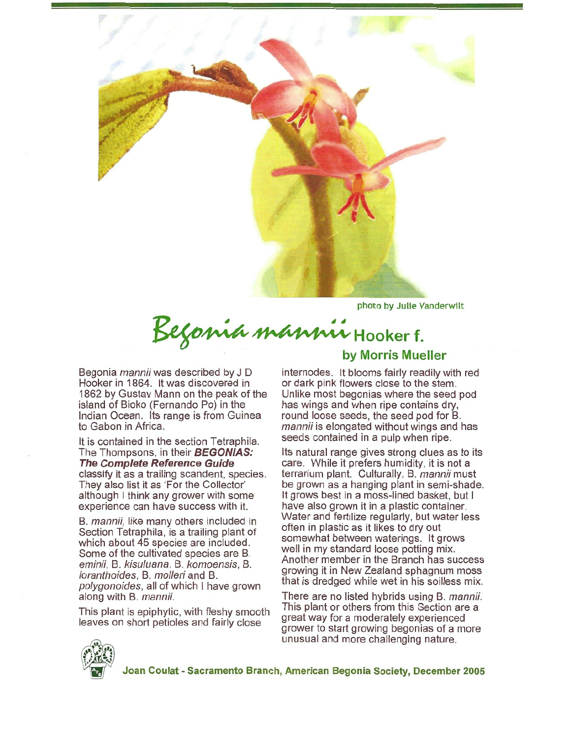photo by Julie Vanderwilt

# *Begonia mannii* Hooker f.

## by Morris Mueller

Begonia *mannii* was described by J D Hooker in 1864. It was discovered in 1862 by Gustav Mann on the peak of the island of Bioko (Fernando Po) in the Indian Ocean. Its range is from Guinea to Gabon in Africa.

It is contained in the section Tetraphila. The Thompsons, in their ***BEGONIAS: The Complete Reference Guide*** classify it as a trailing scandent, species. They also list it as 'For the Collector' although I think any grower with some experience can have success with it.

B. *mannii*, like many others included in Section Tetraphila, is a trailing plant of which about 45 species are included. Some of the cultivated species are B. *eminii*, B. *kisuluana*. B. *komoensis*, B. *loranthoides*, B. *molleri* and B. *polygonoides*, all of which I have grown along with B. *mannii*.

This plant is epiphytic, with fleshy smooth leaves on short petioles and fairly close internodes. It blooms fairly readily with red or dark pink flowers close to the stem. Unlike most begonias where the seed pod has wings and when ripe contains dry, round loose seeds, the seed pod for B. *mannii* is elongated without wings and has seeds contained in a pulp when ripe.

Its natural range gives strong clues as to its care. While it prefers humidity, it is not a terrarium plant. Culturally, B. *mannii* must be grown as a hanging plant in semi-shade. It grows best in a moss-lined basket, but I have also grown it in a plastic container. Water and fertilize regularly, but water less often in plastic as it likes to dry out somewhat between waterings. It grows well in my standard loose potting mix. Another member in the Branch has success growing it in New Zealand sphagnum moss that is dredged while wet in his soilless mix.

There are no listed hybrids using B. *mannii*. This plant or others from this Section are a great way for a moderately experienced grower to start growing begonias of a more unusual and more challenging nature.

**Joan Coulat - Sacramento Branch, American Begonia Society, December 2005**